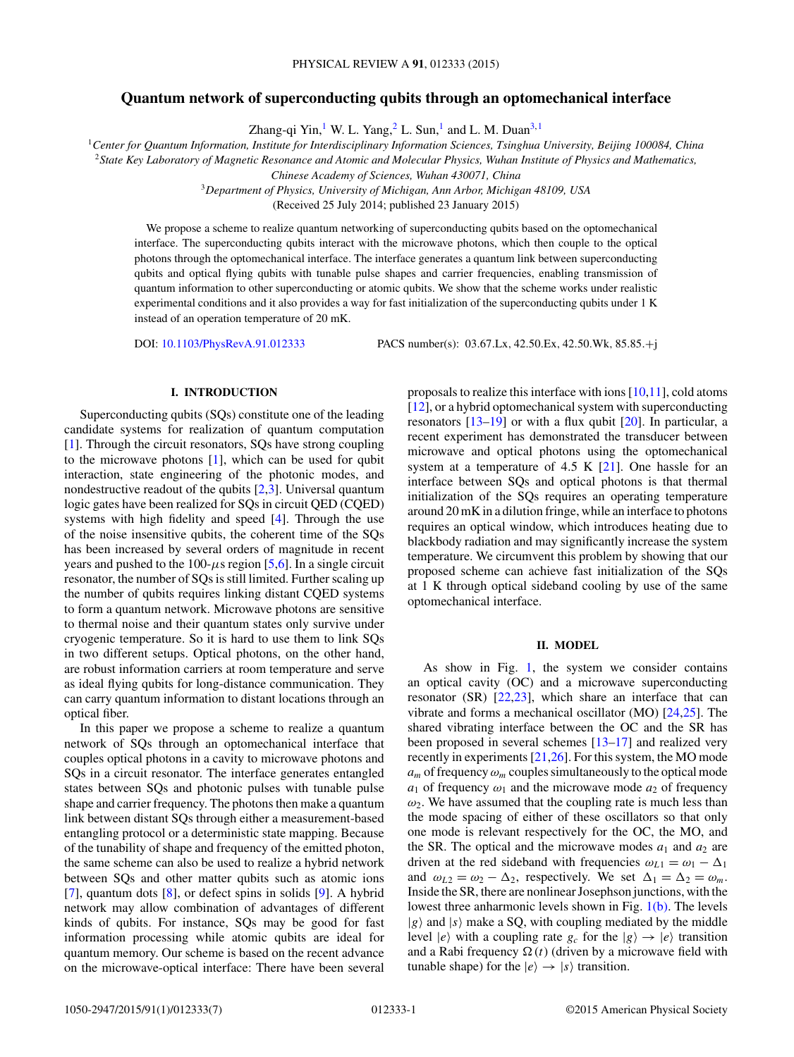# Quantum network of superconducting qubits through an optomechanical interface

Zhang-qi Yin,[1] W. L. Yang,[2] L. Sun,[1] and L. M. Duan[3,1]

[1] *Center for Quantum Information, Institute for Interdisciplinary Information Sciences, Tsinghua University, Beijing 100084, China*
[2] *State Key Laboratory of Magnetic Resonance and Atomic and Molecular Physics, Wuhan Institute of Physics and Mathematics, Chinese Academy of Sciences, Wuhan 430071, China*
[3] *Department of Physics, University of Michigan, Ann Arbor, Michigan 48109, USA*

(Received 25 July 2014; published 23 January 2015)

We propose a scheme to realize quantum networking of superconducting qubits based on the optomechanical interface. The superconducting qubits interact with the microwave photons, which then couple to the optical photons through the optomechanical interface. The interface generates a quantum link between superconducting qubits and optical flying qubits with tunable pulse shapes and carrier frequencies, enabling transmission of quantum information to other superconducting or atomic qubits. We show that the scheme works under realistic experimental conditions and it also provides a way for fast initialization of the superconducting qubits under 1 K instead of an operation temperature of 20 mK.

DOI: 10.1103/PhysRevA.91.012333 PACS number(s): 03.67.Lx, 42.50.Ex, 42.50.Wk, 85.85.+j

## I. INTRODUCTION

Superconducting qubits (SQs) constitute one of the leading candidate systems for realization of quantum computation [1]. Through the circuit resonators, SQs have strong coupling to the microwave photons [1], which can be used for qubit interaction, state engineering of the photonic modes, and nondestructive readout of the qubits [2,3]. Universal quantum logic gates have been realized for SQs in circuit QED (CQED) systems with high fidelity and speed [4]. Through the use of the noise insensitive qubits, the coherent time of the SQs has been increased by several orders of magnitude in recent years and pushed to the 100-$\mu$s region [5,6]. In a single circuit resonator, the number of SQs is still limited. Further scaling up the number of qubits requires linking distant CQED systems to form a quantum network. Microwave photons are sensitive to thermal noise and their quantum states only survive under cryogenic temperature. So it is hard to use them to link SQs in two different setups. Optical photons, on the other hand, are robust information carriers at room temperature and serve as ideal flying qubits for long-distance communication. They can carry quantum information to distant locations through an optical fiber.

In this paper we propose a scheme to realize a quantum network of SQs through an optomechanical interface that couples optical photons in a cavity to microwave photons and SQs in a circuit resonator. The interface generates entangled states between SQs and photonic pulses with tunable pulse shape and carrier frequency. The photons then make a quantum link between distant SQs through either a measurement-based entangling protocol or a deterministic state mapping. Because of the tunability of shape and frequency of the emitted photon, the same scheme can also be used to realize a hybrid network between SQs and other matter qubits such as atomic ions [7], quantum dots [8], or defect spins in solids [9]. A hybrid network may allow combination of advantages of different kinds of qubits. For instance, SQs may be good for fast information processing while atomic qubits are ideal for quantum memory. Our scheme is based on the recent advance on the microwave-optical interface: There have been several proposals to realize this interface with ions [10,11], cold atoms [12], or a hybrid optomechanical system with superconducting resonators [13–19] or with a flux qubit [20]. In particular, a recent experiment has demonstrated the transducer between microwave and optical photons using the optomechanical system at a temperature of 4.5 K [21]. One hassle for an interface between SQs and optical photons is that thermal initialization of the SQs requires an operating temperature around 20 mK in a dilution fringe, while an interface to photons requires an optical window, which introduces heating due to blackbody radiation and may significantly increase the system temperature. We circumvent this problem by showing that our proposed scheme can achieve fast initialization of the SQs at 1 K through optical sideband cooling by use of the same optomechanical interface.

## II. MODEL

As show in Fig. 1, the system we consider contains an optical cavity (OC) and a microwave superconducting resonator (SR) [22,23], which share an interface that can vibrate and forms a mechanical oscillator (MO) [24,25]. The shared vibrating interface between the OC and the SR has been proposed in several schemes [13–17] and realized very recently in experiments [21,26]. For this system, the MO mode $a_m$ of frequency $\omega_m$ couples simultaneously to the optical mode $a_1$ of frequency $\omega_1$ and the microwave mode $a_2$ of frequency $\omega_2$. We have assumed that the coupling rate is much less than the mode spacing of either of these oscillators so that only one mode is relevant respectively for the OC, the MO, and the SR. The optical and the microwave modes $a_1$ and $a_2$ are driven at the red sideband with frequencies $\omega_{L1} = \omega_1 - \Delta_1$ and $\omega_{L2} = \omega_2 - \Delta_2$, respectively. We set $\Delta_1 = \Delta_2 = \omega_m$. Inside the SR, there are nonlinear Josephson junctions, with the lowest three anharmonic levels shown in Fig. 1(b). The levels $|g\rangle$ and $|s\rangle$ make a SQ, with coupling mediated by the middle level $|e\rangle$ with a coupling rate $g_c$ for the $|g\rangle \rightarrow |e\rangle$ transition and a Rabi frequency $\Omega(t)$ (driven by a microwave field with tunable shape) for the $|e\rangle \rightarrow |s\rangle$ transition.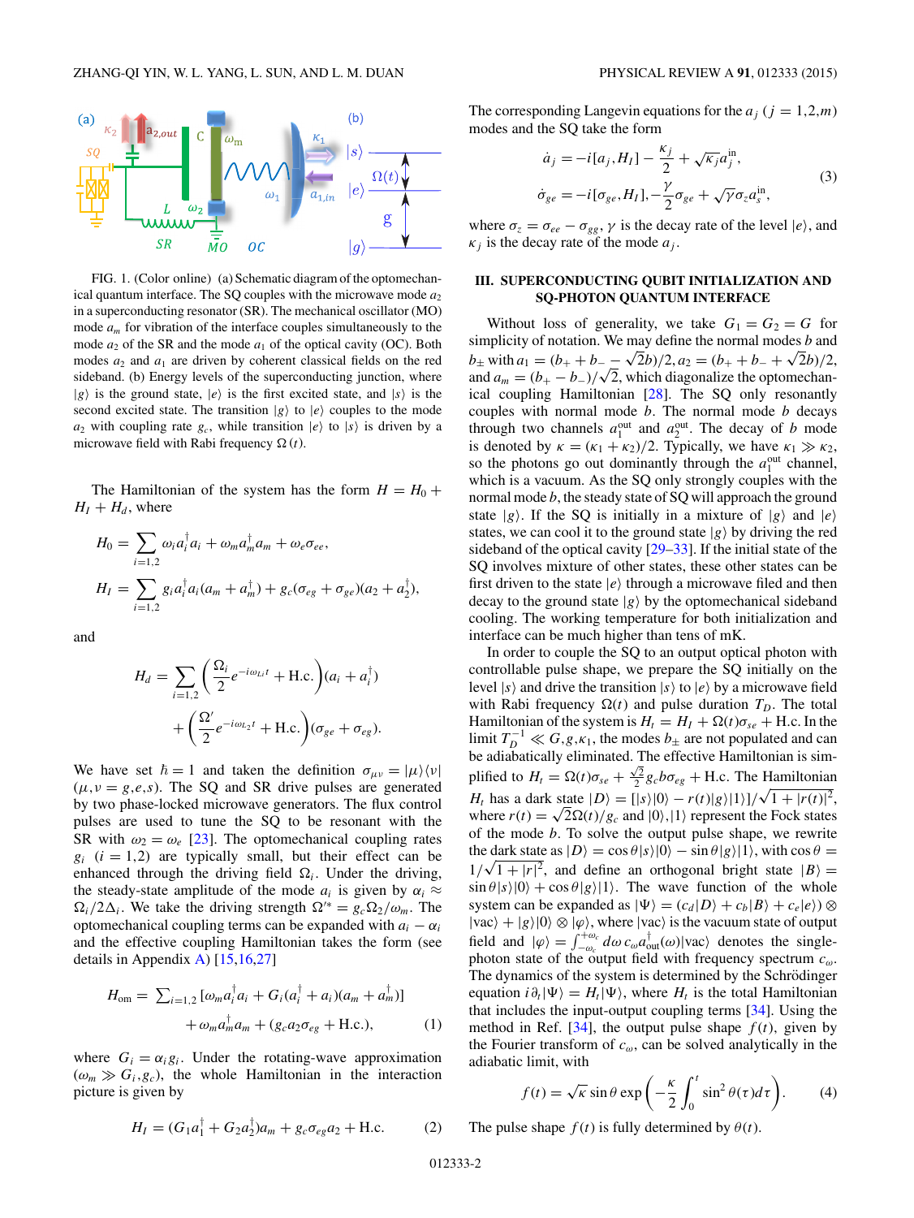FIG. 1. (Color online) (a) Schematic diagram of the optomechanical quantum interface. The SQ couples with the microwave mode $a_2$ in a superconducting resonator (SR). The mechanical oscillator (MO) mode $a_m$ for vibration of the interface couples simultaneously to the mode $a_2$ of the SR and the mode $a_1$ of the optical cavity (OC). Both modes $a_2$ and $a_1$ are driven by coherent classical fields on the red sideband. (b) Energy levels of the superconducting junction, where $|g\rangle$ is the ground state, $|e\rangle$ is the first excited state, and $|s\rangle$ is the second excited state. The transition $|g\rangle$ to $|e\rangle$ couples to the mode $a_2$ with coupling rate $g_c$, while transition $|e\rangle$ to $|s\rangle$ is driven by a microwave field with Rabi frequency $\Omega(t)$.

The Hamiltonian of the system has the form $H = H_0 + H_I + H_d$, where

$$H_0 = \sum_{i=1,2} \omega_i a_i^\dagger a_i + \omega_m a_m^\dagger a_m + \omega_e \sigma_{ee},$$

$$H_I = \sum_{i=1,2} g_i a_i^\dagger a_i (a_m + a_m^\dagger) + g_c(\sigma_{eg} + \sigma_{ge})(a_2 + a_2^\dagger),$$

and

$$H_d = \sum_{i=1,2} \left( \frac{\Omega_i}{2} e^{-i\omega_{Li} t} + \text{H.c.} \right)(a_i + a_i^\dagger) + \left( \frac{\Omega'}{2} e^{-i\omega_{L2} t} + \text{H.c.} \right)(\sigma_{ge} + \sigma_{eg}).$$

We have set $\hbar = 1$ and taken the definition $\sigma_{\mu\nu} = |\mu\rangle\langle\nu|$ $(\mu,\nu = g,e,s)$. The SQ and SR drive pulses are generated by two phase-locked microwave generators. The flux control pulses are used to tune the SQ to be resonant with the SR with $\omega_2 = \omega_e$ [23]. The optomechanical coupling rates $g_i$ $(i = 1,2)$ are typically small, but their effect can be enhanced through the driving field $\Omega_i$. Under the driving, the steady-state amplitude of the mode $a_i$ is given by $\alpha_i \approx \Omega_i / 2\Delta_i$. We take the driving strength $\Omega'^* = g_c \Omega_2 / \omega_m$. The optomechanical coupling terms can be expanded with $a_i - \alpha_i$ and the effective coupling Hamiltonian takes the form (see details in Appendix A) [15,16,27]

$$H_{\text{om}} = \sum_{i=1,2} [\omega_m a_i^\dagger a_i + G_i(a_i^\dagger + a_i)(a_m + a_m^\dagger)] + \omega_m a_m^\dagger a_m + (g_c a_2 \sigma_{eg} + \text{H.c.}), \tag{1}$$

where $G_i = \alpha_i g_i$. Under the rotating-wave approximation $(\omega_m \gg G_i, g_c)$, the whole Hamiltonian in the interaction picture is given by

$$H_I = (G_1 a_1^\dagger + G_2 a_2^\dagger) a_m + g_c \sigma_{eg} a_2 + \text{H.c.} \tag{2}$$

The corresponding Langevin equations for the $a_j$ $(j = 1,2,m)$ modes and the SQ take the form

$$\dot{a}_j = -i[a_j, H_I] - \frac{\kappa_j}{2} + \sqrt{\kappa_j} a_j^{\text{in}},$$
$$\dot{\sigma}_{ge} = -i[\sigma_{ge}, H_I], -\frac{\gamma}{2}\sigma_{ge} + \sqrt{\gamma}\sigma_z a_s^{\text{in}}, \tag{3}$$

where $\sigma_z = \sigma_{ee} - \sigma_{gg}$, $\gamma$ is the decay rate of the level $|e\rangle$, and $\kappa_j$ is the decay rate of the mode $a_j$.

## III. SUPERCONDUCTING QUBIT INITIALIZATION AND SQ-PHOTON QUANTUM INTERFACE

Without loss of generality, we take $G_1 = G_2 = G$ for simplicity of notation. We may define the normal modes $b$ and $b_\pm$ with $a_1 = (b_+ + b_- - \sqrt{2}b)/2$, $a_2 = (b_+ + b_- + \sqrt{2}b)/2$, and $a_m = (b_+ - b_-)/\sqrt{2}$, which diagonalize the optomechanical coupling Hamiltonian [28]. The SQ only resonantly couples with normal mode $b$. The normal mode $b$ decays through two channels $a_1^{\text{out}}$ and $a_2^{\text{out}}$. The decay of $b$ mode is denoted by $\kappa = (\kappa_1 + \kappa_2)/2$. Typically, we have $\kappa_1 \gg \kappa_2$, so the photons go out dominantly through the $a_1^{\text{out}}$ channel, which is a vacuum. As the SQ only strongly couples with the normal mode $b$, the steady state of SQ will approach the ground state $|g\rangle$. If the SQ is initially in a mixture of $|g\rangle$ and $|e\rangle$ states, we can cool it to the ground state $|g\rangle$ by driving the red sideband of the optical cavity [29–33]. If the initial state of the SQ involves mixture of other states, these other states can be first driven to the state $|e\rangle$ through a microwave filed and then decay to the ground state $|g\rangle$ by the optomechanical sideband cooling. The working temperature for both initialization and interface can be much higher than tens of mK.

In order to couple the SQ to an output optical photon with controllable pulse shape, we prepare the SQ initially on the level $|s\rangle$ and drive the transition $|s\rangle$ to $|e\rangle$ by a microwave field with Rabi frequency $\Omega(t)$ and pulse duration $T_D$. The total Hamiltonian of the system is $H_t = H_I + \Omega(t)\sigma_{se} + \text{H.c.}$ In the limit $T_D^{-1} \ll G, g, \kappa_1$, the modes $b_\pm$ are not populated and can be adiabatically eliminated. The effective Hamiltonian is simplified to $H_t = \Omega(t)\sigma_{se} + \frac{\sqrt{2}}{2} g_c b \sigma_{eg} + \text{H.c.}$ The Hamiltonian $H_t$ has a dark state $|D\rangle = [|s\rangle|0\rangle - r(t)|g\rangle|1\rangle]/\sqrt{1 + |r(t)|^2}$, where $r(t) = \sqrt{2}\Omega(t)/g_c$ and $|0\rangle, |1\rangle$ represent the Fock states of the mode $b$. To solve the output pulse shape, we rewrite the dark state as $|D\rangle = \cos\theta|s\rangle|0\rangle - \sin\theta|g\rangle|1\rangle$, with $\cos\theta = 1/\sqrt{1 + |r|^2}$, and define an orthogonal bright state $|B\rangle = \sin\theta|s\rangle|0\rangle + \cos\theta|g\rangle|1\rangle$. The wave function of the whole system can be expanded as $|\Psi\rangle = (c_d|D\rangle + c_b|B\rangle + c_e|e\rangle) \otimes |\text{vac}\rangle + |g\rangle|0\rangle \otimes |\varphi\rangle$, where $|\text{vac}\rangle$ is the vacuum state of output field and $|\varphi\rangle = \int_{-\omega_c}^{+\omega_c} d\omega\, c_\omega a_{\text{out}}^\dagger(\omega)|\text{vac}\rangle$ denotes the single-photon state of the output field with frequency spectrum $c_\omega$. The dynamics of the system is determined by the Schrödinger equation $i\partial_t|\Psi\rangle = H_t|\Psi\rangle$, where $H_t$ is the total Hamiltonian that includes the input-output coupling terms [34]. Using the method in Ref. [34], the output pulse shape $f(t)$, given by the Fourier transform of $c_\omega$, can be solved analytically in the adiabatic limit, with

$$f(t) = \sqrt{\kappa}\sin\theta \exp\left(-\frac{\kappa}{2}\int_0^t \sin^2\theta(\tau)d\tau\right). \tag{4}$$

The pulse shape $f(t)$ is fully determined by $\theta(t)$.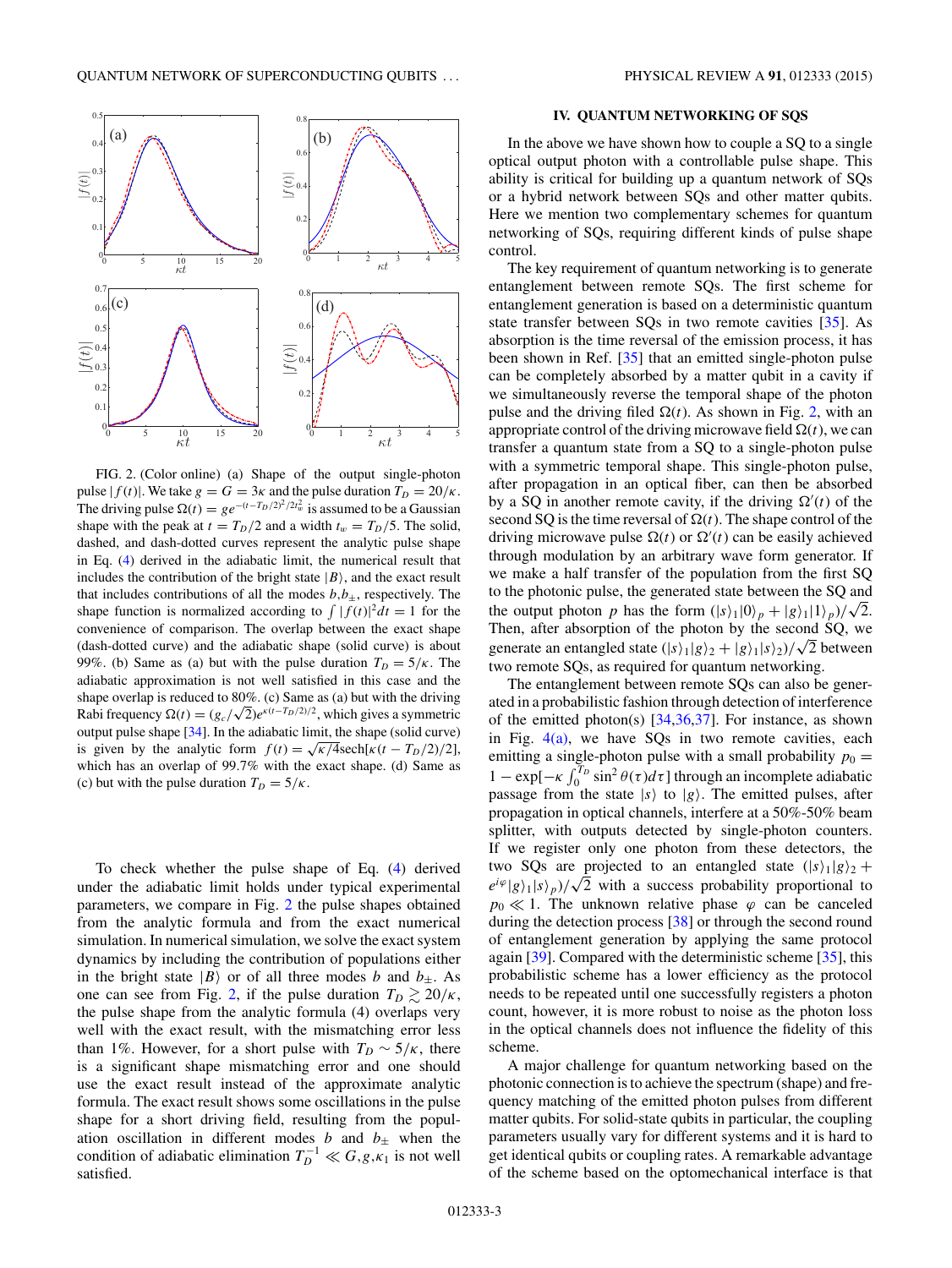FIG. 2. (Color online) (a) Shape of the output single-photon pulse $|f(t)|$. We take $g = G = 3\kappa$ and the pulse duration $T_D = 20/\kappa$. The driving pulse $\Omega(t) = ge^{-(t-T_D/2)^2/2t_w^2}$ is assumed to be a Gaussian shape with the peak at $t = T_D/2$ and a width $t_w = T_D/5$. The solid, dashed, and dash-dotted curves represent the analytic pulse shape in Eq. (4) derived in the adiabatic limit, the numerical result that includes the contribution of the bright state $|B\rangle$, and the exact result that includes contributions of all the modes $b, b_\pm$, respectively. The shape function is normalized according to $\int |f(t)|^2 dt = 1$ for the convenience of comparison. The overlap between the exact shape (dash-dotted curve) and the adiabatic shape (solid curve) is about 99%. (b) Same as (a) but with the pulse duration $T_D = 5/\kappa$. The adiabatic approximation is not well satisfied in this case and the shape overlap is reduced to 80%. (c) Same as (a) but with the driving Rabi frequency $\Omega(t) = (g_c/\sqrt{2})e^{\kappa(t-T_D/2)/2}$, which gives a symmetric output pulse shape [34]. In the adiabatic limit, the shape (solid curve) is given by the analytic form $f(t) = \sqrt{\kappa/4}\,\mathrm{sech}[\kappa(t - T_D/2)/2]$, which has an overlap of 99.7% with the exact shape. (d) Same as (c) but with the pulse duration $T_D = 5/\kappa$.

To check whether the pulse shape of Eq. (4) derived under the adiabatic limit holds under typical experimental parameters, we compare in Fig. 2 the pulse shapes obtained from the analytic formula and from the exact numerical simulation. In numerical simulation, we solve the exact system dynamics by including the contribution of populations either in the bright state $|B\rangle$ or of all three modes $b$ and $b_\pm$. As one can see from Fig. 2, if the pulse duration $T_D \gtrsim 20/\kappa$, the pulse shape from the analytic formula (4) overlaps very well with the exact result, with the mismatching error less than 1%. However, for a short pulse with $T_D \sim 5/\kappa$, there is a significant shape mismatching error and one should use the exact result instead of the approximate analytic formula. The exact result shows some oscillations in the pulse shape for a short driving field, resulting from the population oscillation in different modes $b$ and $b_\pm$ when the condition of adiabatic elimination $T_D^{-1} \ll G, g, \kappa_1$ is not well satisfied.

## IV. QUANTUM NETWORKING OF SQS

In the above we have shown how to couple a SQ to a single optical output photon with a controllable pulse shape. This ability is critical for building up a quantum network of SQs or a hybrid network between SQs and other matter qubits. Here we mention two complementary schemes for quantum networking of SQs, requiring different kinds of pulse shape control.

The key requirement of quantum networking is to generate entanglement between remote SQs. The first scheme for entanglement generation is based on a deterministic quantum state transfer between SQs in two remote cavities [35]. As absorption is the time reversal of the emission process, it has been shown in Ref. [35] that an emitted single-photon pulse can be completely absorbed by a matter qubit in a cavity if we simultaneously reverse the temporal shape of the photon pulse and the driving filed $\Omega(t)$. As shown in Fig. 2, with an appropriate control of the driving microwave field $\Omega(t)$, we can transfer a quantum state from a SQ to a single-photon pulse with a symmetric temporal shape. This single-photon pulse, after propagation in an optical fiber, can then be absorbed by a SQ in another remote cavity, if the driving $\Omega'(t)$ of the second SQ is the time reversal of $\Omega(t)$. The shape control of the driving microwave pulse $\Omega(t)$ or $\Omega'(t)$ can be easily achieved through modulation by an arbitrary wave form generator. If we make a half transfer of the population from the first SQ to the photonic pulse, the generated state between the SQ and the output photon $p$ has the form $(|s\rangle_1|0\rangle_p + |g\rangle_1|1\rangle_p)/\sqrt{2}$. Then, after absorption of the photon by the second SQ, we generate an entangled state $(|s\rangle_1|g\rangle_2 + |g\rangle_1|s\rangle_2)/\sqrt{2}$ between two remote SQs, as required for quantum networking.

The entanglement between remote SQs can also be generated in a probabilistic fashion through detection of interference of the emitted photon(s) [34,36,37]. For instance, as shown in Fig. 4(a), we have SQs in two remote cavities, each emitting a single-photon pulse with a small probability $p_0 = 1 - \exp[-\kappa \int_0^{T_D} \sin^2\theta(\tau) d\tau]$ through an incomplete adiabatic passage from the state $|s\rangle$ to $|g\rangle$. The emitted pulses, after propagation in optical channels, interfere at a 50%-50% beam splitter, with outputs detected by single-photon counters. If we register only one photon from these detectors, the two SQs are projected to an entangled state $(|s\rangle_1|g\rangle_2 + e^{i\varphi}|g\rangle_1|s\rangle_p)/\sqrt{2}$ with a success probability proportional to $p_0 \ll 1$. The unknown relative phase $\varphi$ can be canceled during the detection process [38] or through the second round of entanglement generation by applying the same protocol again [39]. Compared with the deterministic scheme [35], this probabilistic scheme has a lower efficiency as the protocol needs to be repeated until one successfully registers a photon count, however, it is more robust to noise as the photon loss in the optical channels does not influence the fidelity of this scheme.

A major challenge for quantum networking based on the photonic connection is to achieve the spectrum (shape) and frequency matching of the emitted photon pulses from different matter qubits. For solid-state qubits in particular, the coupling parameters usually vary for different systems and it is hard to get identical qubits or coupling rates. A remarkable advantage of the scheme based on the optomechanical interface is that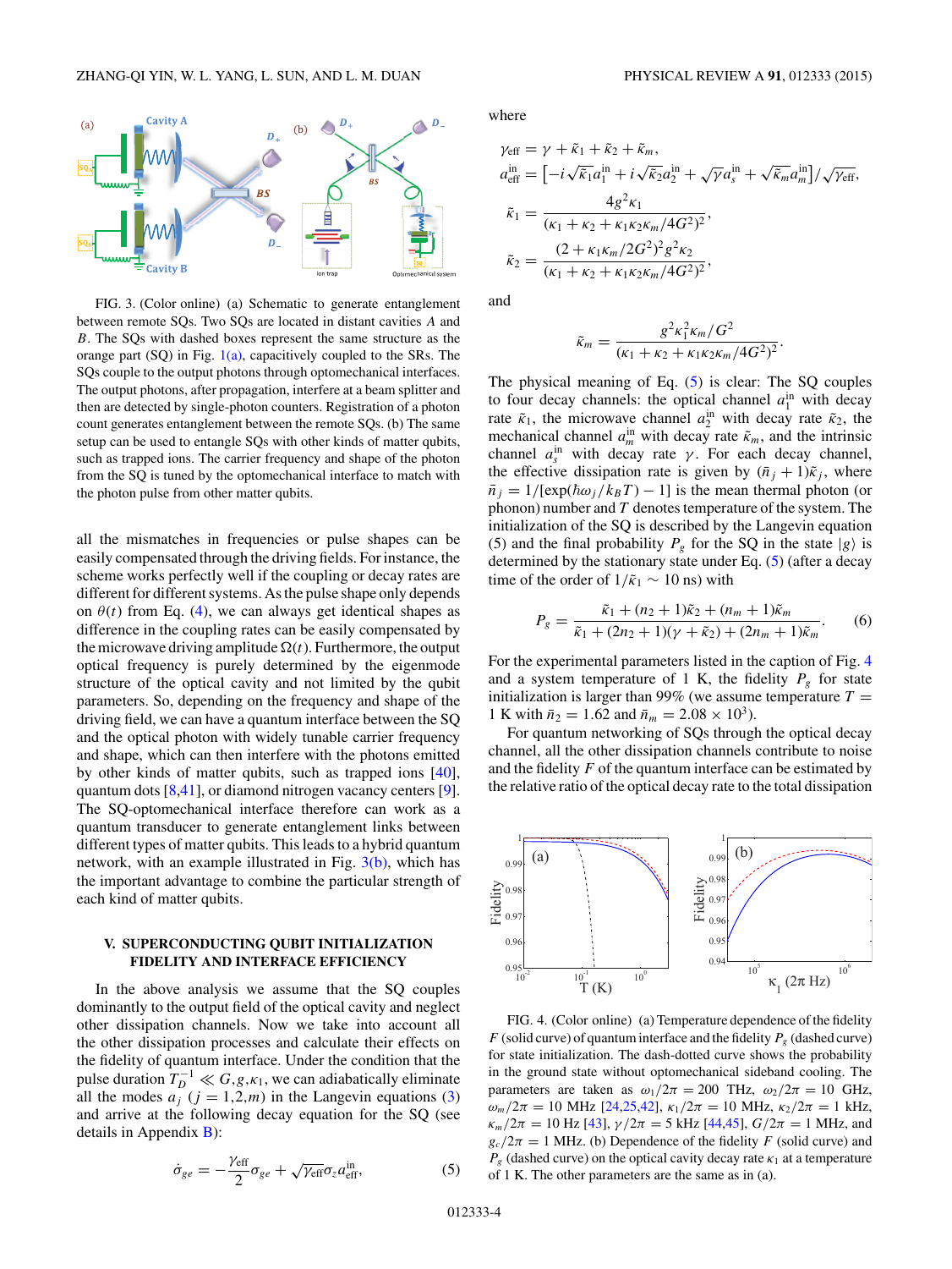FIG. 3. (Color online) (a) Schematic to generate entanglement between remote SQs. Two SQs are located in distant cavities $A$ and $B$. The SQs with dashed boxes represent the same structure as the orange part (SQ) in Fig. 1(a), capacitively coupled to the SRs. The SQs couple to the output photons through optomechanical interfaces. The output photons, after propagation, interfere at a beam splitter and then are detected by single-photon counters. Registration of a photon count generates entanglement between the remote SQs. (b) The same setup can be used to entangle SQs with other kinds of matter qubits, such as trapped ions. The carrier frequency and shape of the photon from the SQ is tuned by the optomechanical interface to match with the photon pulse from other matter qubits.

all the mismatches in frequencies or pulse shapes can be easily compensated through the driving fields. For instance, the scheme works perfectly well if the coupling or decay rates are different for different systems. As the pulse shape only depends on $\theta(t)$ from Eq. (4), we can always get identical shapes as difference in the coupling rates can be easily compensated by the microwave driving amplitude $\Omega(t)$. Furthermore, the output optical frequency is purely determined by the eigenmode structure of the optical cavity and not limited by the qubit parameters. So, depending on the frequency and shape of the driving field, we can have a quantum interface between the SQ and the optical photon with widely tunable carrier frequency and shape, which can then interfere with the photons emitted by other kinds of matter qubits, such as trapped ions [40], quantum dots [8,41], or diamond nitrogen vacancy centers [9]. The SQ-optomechanical interface therefore can work as a quantum transducer to generate entanglement links between different types of matter qubits. This leads to a hybrid quantum network, with an example illustrated in Fig. 3(b), which has the important advantage to combine the particular strength of each kind of matter qubits.

## V. SUPERCONDUCTING QUBIT INITIALIZATION FIDELITY AND INTERFACE EFFICIENCY

In the above analysis we assume that the SQ couples dominantly to the output field of the optical cavity and neglect other dissipation channels. Now we take into account all the other dissipation processes and calculate their effects on the fidelity of quantum interface. Under the condition that the pulse duration $T_D^{-1} \ll G, g, \kappa_1$, we can adiabatically eliminate all the modes $a_j$ $(j = 1,2,m)$ in the Langevin equations (3) and arrive at the following decay equation for the SQ (see details in Appendix B):

$$\dot{\sigma}_{ge} = -\frac{\gamma_{\rm eff}}{2}\sigma_{ge} + \sqrt{\gamma_{\rm eff}}\sigma_z a_{\rm eff}^{\rm in}, \tag{5}$$

where

$$\gamma_{\rm eff} = \gamma + \tilde{\kappa}_1 + \tilde{\kappa}_2 + \tilde{\kappa}_m,$$

$$a_{\rm eff}^{\rm in} = \left[-i\sqrt{\tilde{\kappa}_1}a_1^{\rm in} + i\sqrt{\tilde{\kappa}_2}a_2^{\rm in} + \sqrt{\gamma}a_s^{\rm in} + \sqrt{\tilde{\kappa}_m}a_m^{\rm in}\right]/\sqrt{\gamma_{\rm eff}},$$

$$\tilde{\kappa}_1 = \frac{4g^2\kappa_1}{(\kappa_1 + \kappa_2 + \kappa_1\kappa_2\kappa_m/4G^2)^2},$$

$$\tilde{\kappa}_2 = \frac{(2 + \kappa_1\kappa_m/2G^2)^2 g^2\kappa_2}{(\kappa_1 + \kappa_2 + \kappa_1\kappa_2\kappa_m/4G^2)^2},$$

and

$$\tilde{\kappa}_m = \frac{g^2\kappa_1^2\kappa_m/G^2}{(\kappa_1 + \kappa_2 + \kappa_1\kappa_2\kappa_m/4G^2)^2}.$$

The physical meaning of Eq. (5) is clear: The SQ couples to four decay channels: the optical channel $a_1^{\rm in}$ with decay rate $\tilde{\kappa}_1$, the microwave channel $a_2^{\rm in}$ with decay rate $\tilde{\kappa}_2$, the mechanical channel $a_m^{\rm in}$ with decay rate $\tilde{\kappa}_m$, and the intrinsic channel $a_s^{\rm in}$ with decay rate $\gamma$. For each decay channel, the effective dissipation rate is given by $(\bar{n}_j + 1)\tilde{\kappa}_j$, where $\bar{n}_j = 1/[\exp(\hbar\omega_j/k_B T) - 1]$ is the mean thermal photon (or phonon) number and $T$ denotes temperature of the system. The initialization of the SQ is described by the Langevin equation (5) and the final probability $P_g$ for the SQ in the state $|g\rangle$ is determined by the stationary state under Eq. (5) (after a decay time of the order of $1/\tilde{\kappa}_1 \sim 10$ ns) with

$$P_g = \frac{\tilde{\kappa}_1 + (n_2 + 1)\tilde{\kappa}_2 + (n_m + 1)\tilde{\kappa}_m}{\tilde{\kappa}_1 + (2n_2 + 1)(\gamma + \tilde{\kappa}_2) + (2n_m + 1)\tilde{\kappa}_m}. \tag{6}$$

For the experimental parameters listed in the caption of Fig. 4 and a system temperature of 1 K, the fidelity $P_g$ for state initialization is larger than 99% (we assume temperature $T = 1$ K with $\bar{n}_2 = 1.62$ and $\bar{n}_m = 2.08 \times 10^3$).

For quantum networking of SQs through the optical decay channel, all the other dissipation channels contribute to noise and the fidelity $F$ of the quantum interface can be estimated by the relative ratio of the optical decay rate to the total dissipation

FIG. 4. (Color online) (a) Temperature dependence of the fidelity $F$ (solid curve) of quantum interface and the fidelity $P_g$ (dashed curve) for state initialization. The dash-dotted curve shows the probability in the ground state without optomechanical sideband cooling. The parameters are taken as $\omega_1/2\pi = 200$ THz, $\omega_2/2\pi = 10$ GHz, $\omega_m/2\pi = 10$ MHz [24,25,42], $\kappa_1/2\pi = 10$ MHz, $\kappa_2/2\pi = 1$ kHz, $\kappa_m/2\pi = 10$ Hz [43], $\gamma/2\pi = 5$ kHz [44,45], $G/2\pi = 1$ MHz, and $g_c/2\pi = 1$ MHz. (b) Dependence of the fidelity $F$ (solid curve) and $P_g$ (dashed curve) on the optical cavity decay rate $\kappa_1$ at a temperature of 1 K. The other parameters are the same as in (a).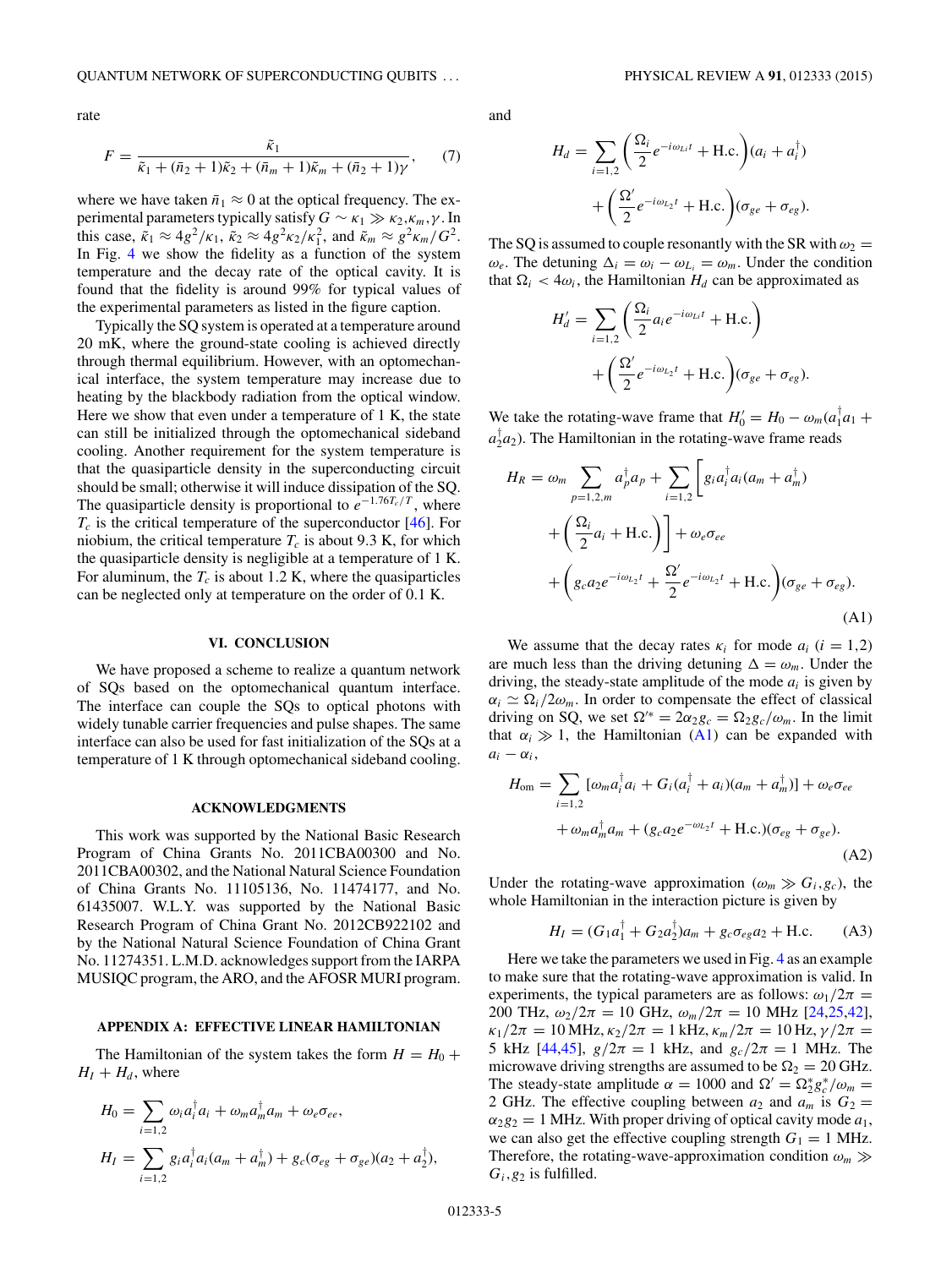rate

$$F = \frac{\tilde{\kappa}_1}{\tilde{\kappa}_1 + (\bar{n}_2+1)\tilde{\kappa}_2 + (\bar{n}_m+1)\tilde{\kappa}_m + (\bar{n}_2+1)\gamma}, \tag{7}$$

where we have taken $\bar{n}_1 \approx 0$ at the optical frequency. The experimental parameters typically satisfy $G \sim \kappa_1 \gg \kappa_2, \kappa_m, \gamma$. In this case, $\tilde{\kappa}_1 \approx 4g^2/\kappa_1$, $\tilde{\kappa}_2 \approx 4g^2\kappa_2/\kappa_1^2$, and $\tilde{\kappa}_m \approx g^2\kappa_m/G^2$. In Fig. 4 we show the fidelity as a function of the system temperature and the decay rate of the optical cavity. It is found that the fidelity is around 99% for typical values of the experimental parameters as listed in the figure caption.

Typically the SQ system is operated at a temperature around 20 mK, where the ground-state cooling is achieved directly through thermal equilibrium. However, with an optomechanical interface, the system temperature may increase due to heating by the blackbody radiation from the optical window. Here we show that even under a temperature of 1 K, the state can still be initialized through the optomechanical sideband cooling. Another requirement for the system temperature is that the quasiparticle density in the superconducting circuit should be small; otherwise it will induce dissipation of the SQ. The quasiparticle density is proportional to $e^{-1.76T_c/T}$, where $T_c$ is the critical temperature of the superconductor [46]. For niobium, the critical temperature $T_c$ is about 9.3 K, for which the quasiparticle density is negligible at a temperature of 1 K. For aluminum, the $T_c$ is about 1.2 K, where the quasiparticles can be neglected only at temperature on the order of 0.1 K.

## VI. CONCLUSION

We have proposed a scheme to realize a quantum network of SQs based on the optomechanical quantum interface. The interface can couple the SQs to optical photons with widely tunable carrier frequencies and pulse shapes. The same interface can also be used for fast initialization of the SQs at a temperature of 1 K through optomechanical sideband cooling.

## ACKNOWLEDGMENTS

This work was supported by the National Basic Research Program of China Grants No. 2011CBA00300 and No. 2011CBA00302, and the National Natural Science Foundation of China Grants No. 11105136, No. 11474177, and No. 61435007. W.L.Y. was supported by the National Basic Research Program of China Grant No. 2012CB922102 and by the National Natural Science Foundation of China Grant No. 11274351. L.M.D. acknowledges support from the IARPA MUSIQC program, the ARO, and the AFOSR MURI program.

## APPENDIX A: EFFECTIVE LINEAR HAMILTONIAN

The Hamiltonian of the system takes the form $H = H_0 + H_I + H_d$, where

$$H_0 = \sum_{i=1,2} \omega_i a_i^\dagger a_i + \omega_m a_m^\dagger a_m + \omega_e \sigma_{ee},$$

$$H_I = \sum_{i=1,2} g_i a_i^\dagger a_i (a_m + a_m^\dagger) + g_c(\sigma_{eg} + \sigma_{ge})(a_2 + a_2^\dagger),$$

and

$$H_d = \sum_{i=1,2} \left(\frac{\Omega_i}{2} e^{-i\omega_{Li}t} + \text{H.c.}\right)(a_i + a_i^\dagger) + \left(\frac{\Omega'}{2} e^{-i\omega_{L_2}t} + \text{H.c.}\right)(\sigma_{ge} + \sigma_{eg}).$$

The SQ is assumed to couple resonantly with the SR with $\omega_2 = \omega_e$. The detuning $\Delta_i = \omega_i - \omega_{L_i} = \omega_m$. Under the condition that $\Omega_i < 4\omega_i$, the Hamiltonian $H_d$ can be approximated as

$$H_d' = \sum_{i=1,2} \left(\frac{\Omega_i}{2} a_i e^{-i\omega_{Li}t} + \text{H.c.}\right) + \left(\frac{\Omega'}{2} e^{-i\omega_{L_2}t} + \text{H.c.}\right)(\sigma_{ge} + \sigma_{eg}).$$

We take the rotating-wave frame that $H_0' = H_0 - \omega_m(a_1^\dagger a_1 + a_2^\dagger a_2)$. The Hamiltonian in the rotating-wave frame reads

$$\begin{aligned} H_R = {} & \omega_m \sum_{p=1,2,m} a_p^\dagger a_p + \sum_{i=1,2} \left[ g_i a_i^\dagger a_i (a_m + a_m^\dagger) + \left(\frac{\Omega_i}{2} a_i + \text{H.c.}\right)\right] + \omega_e \sigma_{ee} \\ & + \left(g_c a_2 e^{-i\omega_{L_2}t} + \frac{\Omega'}{2} e^{-i\omega_{L_2}t} + \text{H.c.}\right)(\sigma_{ge} + \sigma_{eg}). \end{aligned} \tag{A1}$$

We assume that the decay rates $\kappa_i$ for mode $a_i$ ($i = 1,2$) are much less than the driving detuning $\Delta = \omega_m$. Under the driving, the steady-state amplitude of the mode $a_i$ is given by $\alpha_i \simeq \Omega_i/2\omega_m$. In order to compensate the effect of classical driving on SQ, we set $\Omega'^* = 2\alpha_2 g_c = \Omega_2 g_c/\omega_m$. In the limit that $\alpha_i \gg 1$, the Hamiltonian (A1) can be expanded with $a_i - \alpha_i$,

$$\begin{aligned} H_{\text{om}} = {} & \sum_{i=1,2} [\omega_m a_i^\dagger a_i + G_i(a_i^\dagger + a_i)(a_m + a_m^\dagger)] + \omega_e \sigma_{ee} \\ & + \omega_m a_m^\dagger a_m + (g_c a_2 e^{-\omega_{L_2}t} + \text{H.c.})(\sigma_{eg} + \sigma_{ge}). \end{aligned} \tag{A2}$$

Under the rotating-wave approximation ($\omega_m \gg G_i, g_c$), the whole Hamiltonian in the interaction picture is given by

$$H_I = (G_1 a_1^\dagger + G_2 a_2^\dagger) a_m + g_c \sigma_{eg} a_2 + \text{H.c.} \tag{A3}$$

Here we take the parameters we used in Fig. 4 as an example to make sure that the rotating-wave approximation is valid. In experiments, the typical parameters are as follows: $\omega_1/2\pi = 200$ THz, $\omega_2/2\pi = 10$ GHz, $\omega_m/2\pi = 10$ MHz [24,25,42], $\kappa_1/2\pi = 10$ MHz, $\kappa_2/2\pi = 1$ kHz, $\kappa_m/2\pi = 10$ Hz, $\gamma/2\pi = 5$ kHz [44,45], $g/2\pi = 1$ kHz, and $g_c/2\pi = 1$ MHz. The microwave driving strengths are assumed to be $\Omega_2 = 20$ GHz. The steady-state amplitude $\alpha = 1000$ and $\Omega' = \Omega_2^* g_c^*/\omega_m = 2$ GHz. The effective coupling between $a_2$ and $a_m$ is $G_2 = \alpha_2 g_2 = 1$ MHz. With proper driving of optical cavity mode $a_1$, we can also get the effective coupling strength $G_1 = 1$ MHz. Therefore, the rotating-wave-approximation condition $\omega_m \gg G_i, g_2$ is fulfilled.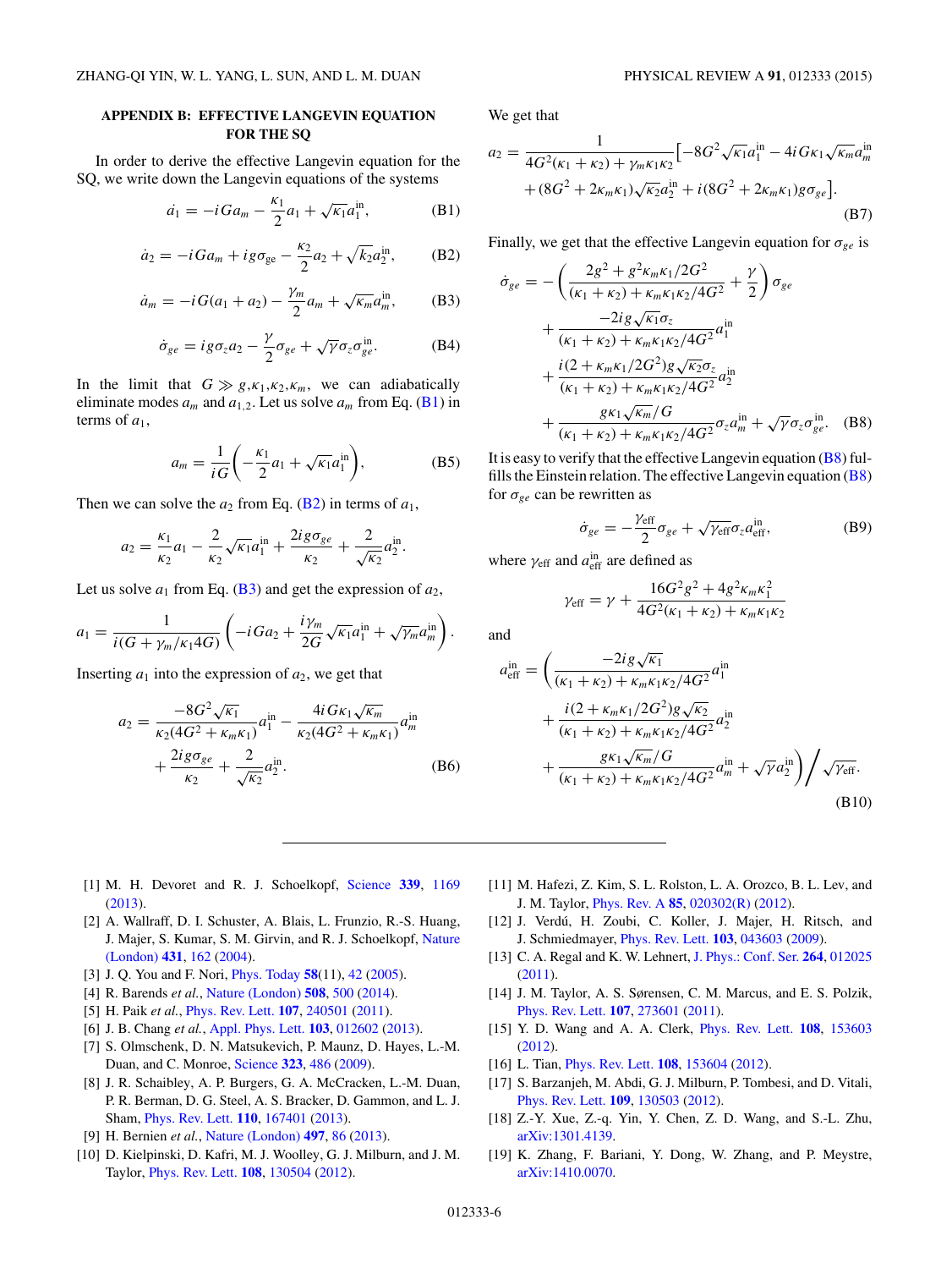## APPENDIX B: EFFECTIVE LANGEVIN EQUATION FOR THE SQ

In order to derive the effective Langevin equation for the SQ, we write down the Langevin equations of the systems

$$\dot{a}_1 = -iGa_m - \frac{\kappa_1}{2}a_1 + \sqrt{\kappa_1}a_1^{\text{in}}, \tag{B1}$$

$$\dot{a}_2 = -iGa_m + ig\sigma_{\text{ge}} - \frac{\kappa_2}{2}a_2 + \sqrt{\kappa_2}a_2^{\text{in}}, \tag{B2}$$

$$\dot{a}_m = -iG(a_1 + a_2) - \frac{\gamma_m}{2}a_m + \sqrt{\kappa_m}a_m^{\text{in}}, \tag{B3}$$

$$\dot{\sigma}_{ge} = ig\sigma_z a_2 - \frac{\gamma}{2}\sigma_{ge} + \sqrt{\gamma}\sigma_z\sigma_{ge}^{\text{in}}. \tag{B4}$$

In the limit that $G \gg g, \kappa_1, \kappa_2, \kappa_m$, we can adiabatically eliminate modes $a_m$ and $a_{1,2}$. Let us solve $a_m$ from Eq. (B1) in terms of $a_1$,

$$a_m = \frac{1}{iG}\left(-\frac{\kappa_1}{2}a_1 + \sqrt{\kappa_1}a_1^{\text{in}}\right), \tag{B5}$$

Then we can solve the $a_2$ from Eq. (B2) in terms of $a_1$,

$$a_2 = \frac{\kappa_1}{\kappa_2}a_1 - \frac{2}{\kappa_2}\sqrt{\kappa_1}a_1^{\text{in}} + \frac{2ig\sigma_{ge}}{\kappa_2} + \frac{2}{\sqrt{\kappa_2}}a_2^{\text{in}}.$$

Let us solve $a_1$ from Eq. (B3) and get the expression of $a_2$,

$$a_1 = \frac{1}{i(G + \gamma_m/\kappa_1 4G)}\left(-iGa_2 + \frac{i\gamma_m}{2G}\sqrt{\kappa_1}a_1^{\text{in}} + \sqrt{\gamma_m}a_m^{\text{in}}\right).$$

Inserting $a_1$ into the expression of $a_2$, we get that

$$a_2 = \frac{-8G^2\sqrt{\kappa_1}}{\kappa_2(4G^2 + \kappa_m\kappa_1)}a_1^{\text{in}} - \frac{4iG\kappa_1\sqrt{\kappa_m}}{\kappa_2(4G^2 + \kappa_m\kappa_1)}a_m^{\text{in}} + \frac{2ig\sigma_{ge}}{\kappa_2} + \frac{2}{\sqrt{\kappa_2}}a_2^{\text{in}}. \tag{B6}$$

We get that

$$a_2 = \frac{1}{4G^2(\kappa_1 + \kappa_2) + \gamma_m\kappa_1\kappa_2}\big[-8G^2\sqrt{\kappa_1}a_1^{\text{in}} - 4iG\kappa_1\sqrt{\kappa_m}a_m^{\text{in}} + (8G^2 + 2\kappa_m\kappa_1)\sqrt{\kappa_2}a_2^{\text{in}} + i(8G^2 + 2\kappa_m\kappa_1)g\sigma_{ge}\big]. \tag{B7}$$

Finally, we get that the effective Langevin equation for $\sigma_{ge}$ is

$$\begin{aligned}\dot{\sigma}_{ge} = &-\left(\frac{2g^2 + g^2\kappa_m\kappa_1/2G^2}{(\kappa_1 + \kappa_2) + \kappa_m\kappa_1\kappa_2/4G^2} + \frac{\gamma}{2}\right)\sigma_{ge} \\ &+ \frac{-2ig\sqrt{\kappa_1}\sigma_z}{(\kappa_1 + \kappa_2) + \kappa_m\kappa_1\kappa_2/4G^2}a_1^{\text{in}} \\ &+ \frac{i(2 + \kappa_m\kappa_1/2G^2)g\sqrt{\kappa_2}\sigma_z}{(\kappa_1 + \kappa_2) + \kappa_m\kappa_1\kappa_2/4G^2}a_2^{\text{in}} \\ &+ \frac{g\kappa_1\sqrt{\kappa_m}/G}{(\kappa_1 + \kappa_2) + \kappa_m\kappa_1\kappa_2/4G^2}\sigma_z a_m^{\text{in}} + \sqrt{\gamma}\sigma_z\sigma_{ge}^{\text{in}}.\end{aligned} \tag{B8}$$

It is easy to verify that the effective Langevin equation (B8) fulfills the Einstein relation. The effective Langevin equation (B8) for $\sigma_{ge}$ can be rewritten as

$$\dot{\sigma}_{ge} = -\frac{\gamma_{\text{eff}}}{2}\sigma_{ge} + \sqrt{\gamma_{\text{eff}}}\sigma_z a_{\text{eff}}^{\text{in}}, \tag{B9}$$

where $\gamma_{\text{eff}}$ and $a_{\text{eff}}^{\text{in}}$ are defined as

$$\gamma_{\text{eff}} = \gamma + \frac{16G^2g^2 + 4g^2\kappa_m\kappa_1^2}{4G^2(\kappa_1 + \kappa_2) + \kappa_m\kappa_1\kappa_2}$$

and

$$\begin{aligned}a_{\text{eff}}^{\text{in}} = \Bigg(&\frac{-2ig\sqrt{\kappa_1}}{(\kappa_1 + \kappa_2) + \kappa_m\kappa_1\kappa_2/4G^2}a_1^{\text{in}} \\ &+ \frac{i(2 + \kappa_m\kappa_1/2G^2)g\sqrt{\kappa_2}}{(\kappa_1 + \kappa_2) + \kappa_m\kappa_1\kappa_2/4G^2}a_2^{\text{in}} \\ &+ \frac{g\kappa_1\sqrt{\kappa_m}/G}{(\kappa_1 + \kappa_2) + \kappa_m\kappa_1\kappa_2/4G^2}a_m^{\text{in}} + \sqrt{\gamma}a_2^{\text{in}}\Bigg)\Bigg/\sqrt{\gamma_{\text{eff}}}.\end{aligned} \tag{B10}$$

---

[1] M. H. Devoret and R. J. Schoelkopf, Science **339**, 1169 (2013).

[2] A. Wallraff, D. I. Schuster, A. Blais, L. Frunzio, R.-S. Huang, J. Majer, S. Kumar, S. M. Girvin, and R. J. Schoelkopf, Nature (London) **431**, 162 (2004).

[3] J. Q. You and F. Nori, Phys. Today **58**(11), 42 (2005).

[4] R. Barends *et al.*, Nature (London) **508**, 500 (2014).

[5] H. Paik *et al.*, Phys. Rev. Lett. **107**, 240501 (2011).

[6] J. B. Chang *et al.*, Appl. Phys. Lett. **103**, 012602 (2013).

[7] S. Olmschenk, D. N. Matsukevich, P. Maunz, D. Hayes, L.-M. Duan, and C. Monroe, Science **323**, 486 (2009).

[8] J. R. Schaibley, A. P. Burgers, G. A. McCracken, L.-M. Duan, P. R. Berman, D. G. Steel, A. S. Bracker, D. Gammon, and L. J. Sham, Phys. Rev. Lett. **110**, 167401 (2013).

[9] H. Bernien *et al.*, Nature (London) **497**, 86 (2013).

[10] D. Kielpinski, D. Kafri, M. J. Woolley, G. J. Milburn, and J. M. Taylor, Phys. Rev. Lett. **108**, 130504 (2012).

[11] M. Hafezi, Z. Kim, S. L. Rolston, L. A. Orozco, B. L. Lev, and J. M. Taylor, Phys. Rev. A **85**, 020302(R) (2012).

[12] J. Verdú, H. Zoubi, C. Koller, J. Majer, H. Ritsch, and J. Schmiedmayer, Phys. Rev. Lett. **103**, 043603 (2009).

[13] C. A. Regal and K. W. Lehnert, J. Phys.: Conf. Ser. **264**, 012025 (2011).

[14] J. M. Taylor, A. S. Sørensen, C. M. Marcus, and E. S. Polzik, Phys. Rev. Lett. **107**, 273601 (2011).

[15] Y. D. Wang and A. A. Clerk, Phys. Rev. Lett. **108**, 153603 (2012).

[16] L. Tian, Phys. Rev. Lett. **108**, 153604 (2012).

[17] S. Barzanjeh, M. Abdi, G. J. Milburn, P. Tombesi, and D. Vitali, Phys. Rev. Lett. **109**, 130503 (2012).

[18] Z.-Y. Xue, Z.-q. Yin, Y. Chen, Z. D. Wang, and S.-L. Zhu, arXiv:1301.4139.

[19] K. Zhang, F. Bariani, Y. Dong, W. Zhang, and P. Meystre, arXiv:1410.0070.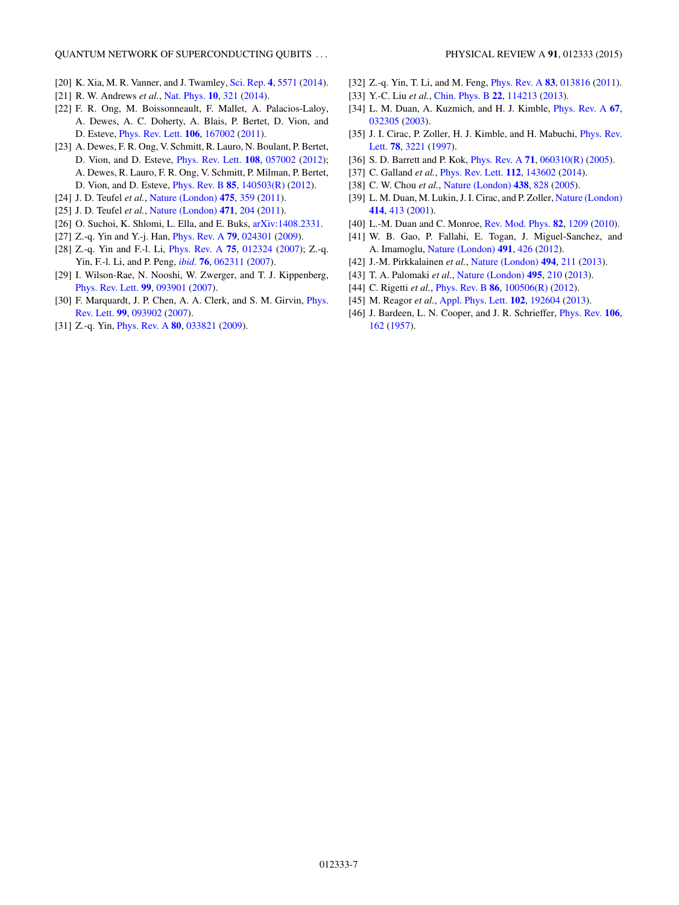[20] K. Xia, M. R. Vanner, and J. Twamley, Sci. Rep. **4**, 5571 (2014).

[21] R. W. Andrews *et al.*, Nat. Phys. **10**, 321 (2014).

[22] F. R. Ong, M. Boissonneault, F. Mallet, A. Palacios-Laloy, A. Dewes, A. C. Doherty, A. Blais, P. Bertet, D. Vion, and D. Esteve, Phys. Rev. Lett. **106**, 167002 (2011).

[23] A. Dewes, F. R. Ong, V. Schmitt, R. Lauro, N. Boulant, P. Bertet, D. Vion, and D. Esteve, Phys. Rev. Lett. **108**, 057002 (2012); A. Dewes, R. Lauro, F. R. Ong, V. Schmitt, P. Milman, P. Bertet, D. Vion, and D. Esteve, Phys. Rev. B **85**, 140503(R) (2012).

[24] J. D. Teufel *et al.*, Nature (London) **475**, 359 (2011).

[25] J. D. Teufel *et al.*, Nature (London) **471**, 204 (2011).

[26] O. Suchoi, K. Shlomi, L. Ella, and E. Buks, arXiv:1408.2331.

[27] Z.-q. Yin and Y.-j. Han, Phys. Rev. A **79**, 024301 (2009).

[28] Z.-q. Yin and F.-l. Li, Phys. Rev. A **75**, 012324 (2007); Z.-q. Yin, F.-l. Li, and P. Peng, *ibid.* **76**, 062311 (2007).

[29] I. Wilson-Rae, N. Nooshi, W. Zwerger, and T. J. Kippenberg, Phys. Rev. Lett. **99**, 093901 (2007).

[30] F. Marquardt, J. P. Chen, A. A. Clerk, and S. M. Girvin, Phys. Rev. Lett. **99**, 093902 (2007).

[31] Z.-q. Yin, Phys. Rev. A **80**, 033821 (2009).

[32] Z.-q. Yin, T. Li, and M. Feng, Phys. Rev. A **83**, 013816 (2011).

[33] Y.-C. Liu *et al.*, Chin. Phys. B **22**, 114213 (2013).

[34] L. M. Duan, A. Kuzmich, and H. J. Kimble, Phys. Rev. A **67**, 032305 (2003).

[35] J. I. Cirac, P. Zoller, H. J. Kimble, and H. Mabuchi, Phys. Rev. Lett. **78**, 3221 (1997).

[36] S. D. Barrett and P. Kok, Phys. Rev. A **71**, 060310(R) (2005).

[37] C. Galland *et al.*, Phys. Rev. Lett. **112**, 143602 (2014).

[38] C. W. Chou *et al.*, Nature (London) **438**, 828 (2005).

[39] L. M. Duan, M. Lukin, J. I. Cirac, and P. Zoller, Nature (London) **414**, 413 (2001).

[40] L.-M. Duan and C. Monroe, Rev. Mod. Phys. **82**, 1209 (2010).

[41] W. B. Gao, P. Fallahi, E. Togan, J. Miguel-Sanchez, and A. Imamoglu, Nature (London) **491**, 426 (2012).

[42] J.-M. Pirkkalainen *et al.*, Nature (London) **494**, 211 (2013).

[43] T. A. Palomaki *et al.*, Nature (London) **495**, 210 (2013).

[44] C. Rigetti *et al.*, Phys. Rev. B **86**, 100506(R) (2012).

[45] M. Reagor *et al.*, Appl. Phys. Lett. **102**, 192604 (2013).

[46] J. Bardeen, L. N. Cooper, and J. R. Schrieffer, Phys. Rev. **106**, 162 (1957).